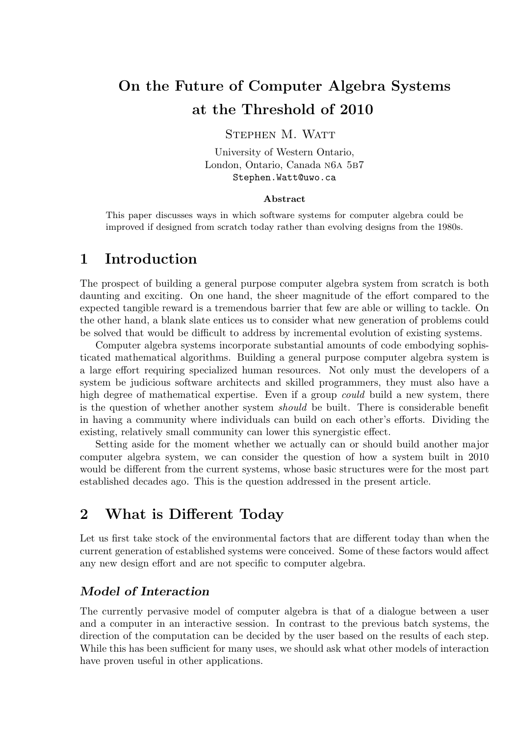# On the Future of Computer Algebra Systems at the Threshold of 2010

Stephen M. Watt

University of Western Ontario,
London, Ontario, Canada N6A 5B7
Stephen.Watt@uwo.ca

**Abstract**

This paper discusses ways in which software systems for computer algebra could be improved if designed from scratch today rather than evolving designs from the 1980s.

## 1 Introduction

The prospect of building a general purpose computer algebra system from scratch is both daunting and exciting. On one hand, the sheer magnitude of the effort compared to the expected tangible reward is a tremendous barrier that few are able or willing to tackle. On the other hand, a blank slate entices us to consider what new generation of problems could be solved that would be difficult to address by incremental evolution of existing systems.

Computer algebra systems incorporate substantial amounts of code embodying sophisticated mathematical algorithms. Building a general purpose computer algebra system is a large effort requiring specialized human resources. Not only must the developers of a system be judicious software architects and skilled programmers, they must also have a high degree of mathematical expertise. Even if a group *could* build a new system, there is the question of whether another system *should* be built. There is considerable benefit in having a community where individuals can build on each other's efforts. Dividing the existing, relatively small community can lower this synergistic effect.

Setting aside for the moment whether we actually can or should build another major computer algebra system, we can consider the question of how a system built in 2010 would be different from the current systems, whose basic structures were for the most part established decades ago. This is the question addressed in the present article.

## 2 What is Different Today

Let us first take stock of the environmental factors that are different today than when the current generation of established systems were conceived. Some of these factors would affect any new design effort and are not specific to computer algebra.

### *Model of Interaction*

The currently pervasive model of computer algebra is that of a dialogue between a user and a computer in an interactive session. In contrast to the previous batch systems, the direction of the computation can be decided by the user based on the results of each step. While this has been sufficient for many uses, we should ask what other models of interaction have proven useful in other applications.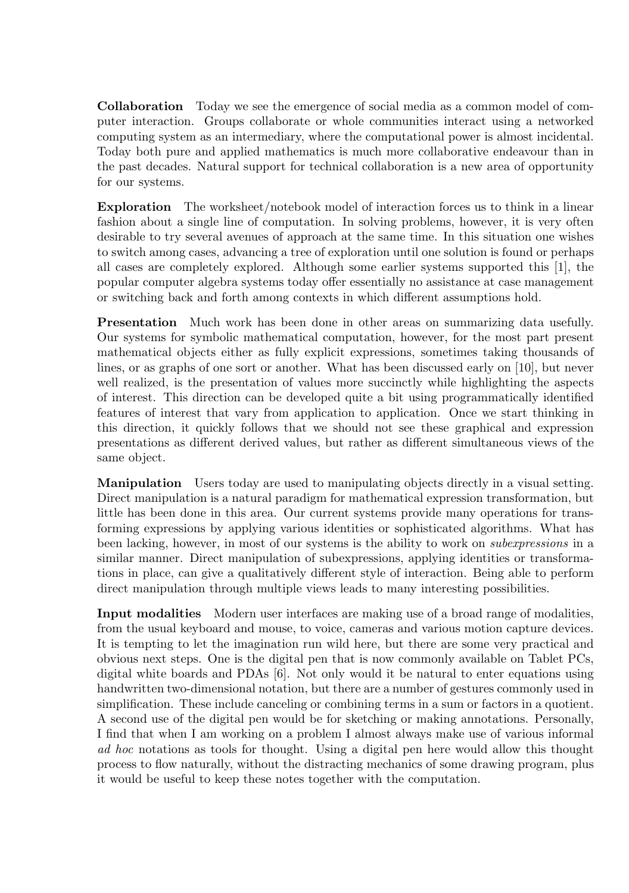**Collaboration** Today we see the emergence of social media as a common model of computer interaction. Groups collaborate or whole communities interact using a networked computing system as an intermediary, where the computational power is almost incidental. Today both pure and applied mathematics is much more collaborative endeavour than in the past decades. Natural support for technical collaboration is a new area of opportunity for our systems.

**Exploration** The worksheet/notebook model of interaction forces us to think in a linear fashion about a single line of computation. In solving problems, however, it is very often desirable to try several avenues of approach at the same time. In this situation one wishes to switch among cases, advancing a tree of exploration until one solution is found or perhaps all cases are completely explored. Although some earlier systems supported this [1], the popular computer algebra systems today offer essentially no assistance at case management or switching back and forth among contexts in which different assumptions hold.

**Presentation** Much work has been done in other areas on summarizing data usefully. Our systems for symbolic mathematical computation, however, for the most part present mathematical objects either as fully explicit expressions, sometimes taking thousands of lines, or as graphs of one sort or another. What has been discussed early on [10], but never well realized, is the presentation of values more succinctly while highlighting the aspects of interest. This direction can be developed quite a bit using programmatically identified features of interest that vary from application to application. Once we start thinking in this direction, it quickly follows that we should not see these graphical and expression presentations as different derived values, but rather as different simultaneous views of the same object.

**Manipulation** Users today are used to manipulating objects directly in a visual setting. Direct manipulation is a natural paradigm for mathematical expression transformation, but little has been done in this area. Our current systems provide many operations for transforming expressions by applying various identities or sophisticated algorithms. What has been lacking, however, in most of our systems is the ability to work on *subexpressions* in a similar manner. Direct manipulation of subexpressions, applying identities or transformations in place, can give a qualitatively different style of interaction. Being able to perform direct manipulation through multiple views leads to many interesting possibilities.

**Input modalities** Modern user interfaces are making use of a broad range of modalities, from the usual keyboard and mouse, to voice, cameras and various motion capture devices. It is tempting to let the imagination run wild here, but there are some very practical and obvious next steps. One is the digital pen that is now commonly available on Tablet PCs, digital white boards and PDAs [6]. Not only would it be natural to enter equations using handwritten two-dimensional notation, but there are a number of gestures commonly used in simplification. These include canceling or combining terms in a sum or factors in a quotient. A second use of the digital pen would be for sketching or making annotations. Personally, I find that when I am working on a problem I almost always make use of various informal *ad hoc* notations as tools for thought. Using a digital pen here would allow this thought process to flow naturally, without the distracting mechanics of some drawing program, plus it would be useful to keep these notes together with the computation.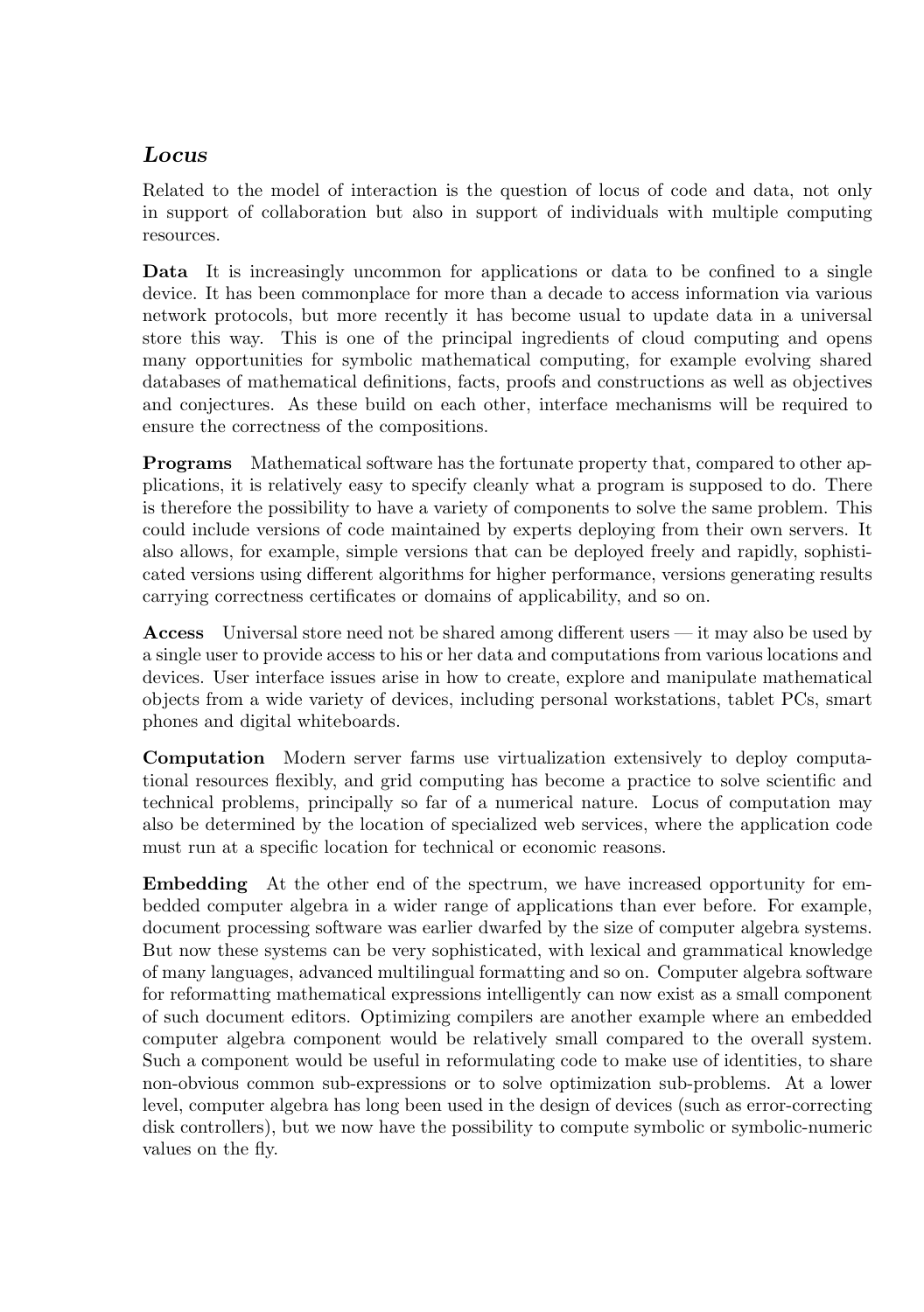### *Locus*

Related to the model of interaction is the question of locus of code and data, not only in support of collaboration but also in support of individuals with multiple computing resources.

**Data** It is increasingly uncommon for applications or data to be confined to a single device. It has been commonplace for more than a decade to access information via various network protocols, but more recently it has become usual to update data in a universal store this way. This is one of the principal ingredients of cloud computing and opens many opportunities for symbolic mathematical computing, for example evolving shared databases of mathematical definitions, facts, proofs and constructions as well as objectives and conjectures. As these build on each other, interface mechanisms will be required to ensure the correctness of the compositions.

**Programs** Mathematical software has the fortunate property that, compared to other applications, it is relatively easy to specify cleanly what a program is supposed to do. There is therefore the possibility to have a variety of components to solve the same problem. This could include versions of code maintained by experts deploying from their own servers. It also allows, for example, simple versions that can be deployed freely and rapidly, sophisticated versions using different algorithms for higher performance, versions generating results carrying correctness certificates or domains of applicability, and so on.

**Access** Universal store need not be shared among different users — it may also be used by a single user to provide access to his or her data and computations from various locations and devices. User interface issues arise in how to create, explore and manipulate mathematical objects from a wide variety of devices, including personal workstations, tablet PCs, smart phones and digital whiteboards.

**Computation** Modern server farms use virtualization extensively to deploy computational resources flexibly, and grid computing has become a practice to solve scientific and technical problems, principally so far of a numerical nature. Locus of computation may also be determined by the location of specialized web services, where the application code must run at a specific location for technical or economic reasons.

**Embedding** At the other end of the spectrum, we have increased opportunity for embedded computer algebra in a wider range of applications than ever before. For example, document processing software was earlier dwarfed by the size of computer algebra systems. But now these systems can be very sophisticated, with lexical and grammatical knowledge of many languages, advanced multilingual formatting and so on. Computer algebra software for reformatting mathematical expressions intelligently can now exist as a small component of such document editors. Optimizing compilers are another example where an embedded computer algebra component would be relatively small compared to the overall system. Such a component would be useful in reformulating code to make use of identities, to share non-obvious common sub-expressions or to solve optimization sub-problems. At a lower level, computer algebra has long been used in the design of devices (such as error-correcting disk controllers), but we now have the possibility to compute symbolic or symbolic-numeric values on the fly.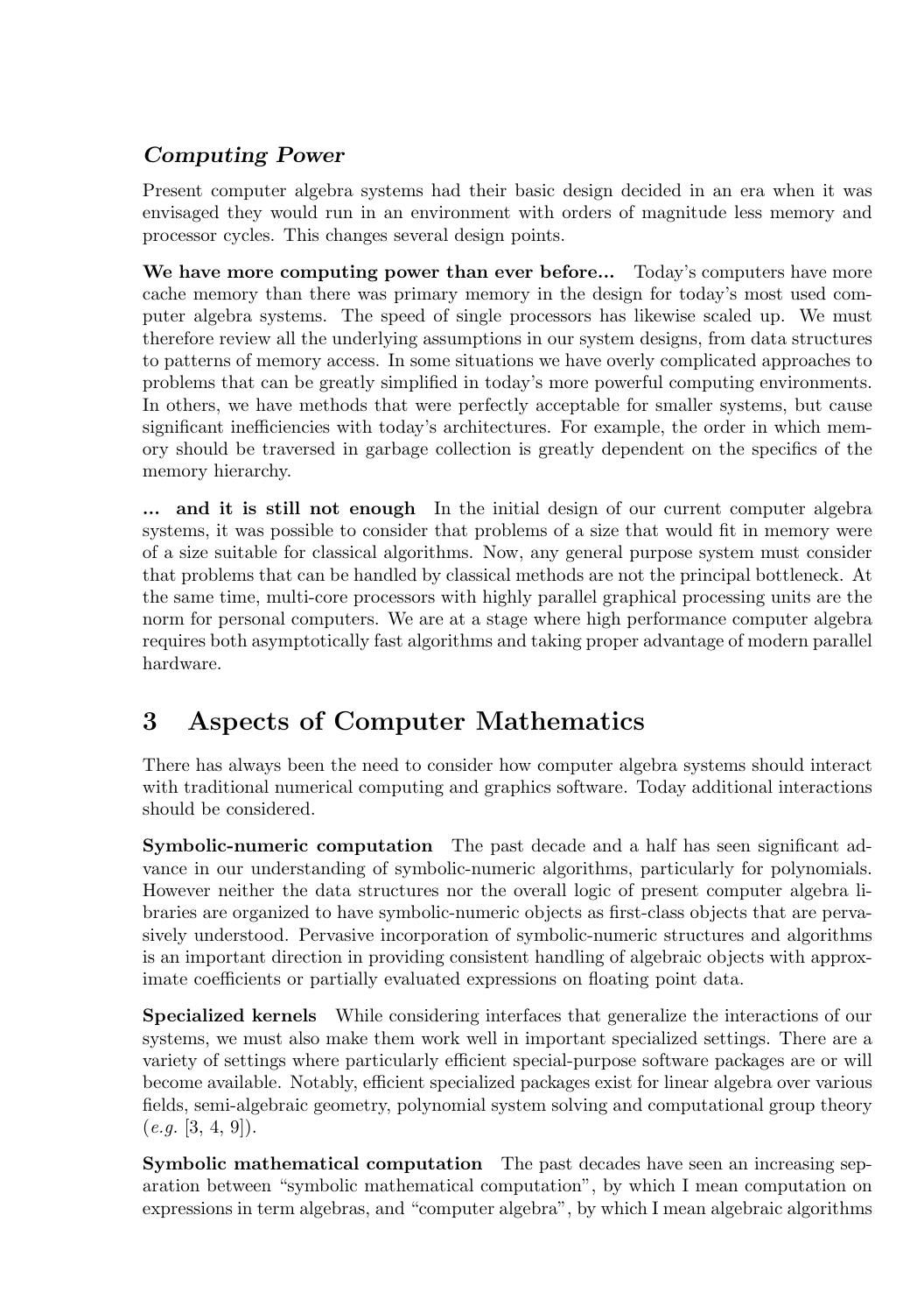### *Computing Power*

Present computer algebra systems had their basic design decided in an era when it was envisaged they would run in an environment with orders of magnitude less memory and processor cycles. This changes several design points.

**We have more computing power than ever before...** Today's computers have more cache memory than there was primary memory in the design for today's most used computer algebra systems. The speed of single processors has likewise scaled up. We must therefore review all the underlying assumptions in our system designs, from data structures to patterns of memory access. In some situations we have overly complicated approaches to problems that can be greatly simplified in today's more powerful computing environments. In others, we have methods that were perfectly acceptable for smaller systems, but cause significant inefficiencies with today's architectures. For example, the order in which memory should be traversed in garbage collection is greatly dependent on the specifics of the memory hierarchy.

**... and it is still not enough** In the initial design of our current computer algebra systems, it was possible to consider that problems of a size that would fit in memory were of a size suitable for classical algorithms. Now, any general purpose system must consider that problems that can be handled by classical methods are not the principal bottleneck. At the same time, multi-core processors with highly parallel graphical processing units are the norm for personal computers. We are at a stage where high performance computer algebra requires both asymptotically fast algorithms and taking proper advantage of modern parallel hardware.

## 3 Aspects of Computer Mathematics

There has always been the need to consider how computer algebra systems should interact with traditional numerical computing and graphics software. Today additional interactions should be considered.

**Symbolic-numeric computation** The past decade and a half has seen significant advance in our understanding of symbolic-numeric algorithms, particularly for polynomials. However neither the data structures nor the overall logic of present computer algebra libraries are organized to have symbolic-numeric objects as first-class objects that are pervasively understood. Pervasive incorporation of symbolic-numeric structures and algorithms is an important direction in providing consistent handling of algebraic objects with approximate coefficients or partially evaluated expressions on floating point data.

**Specialized kernels** While considering interfaces that generalize the interactions of our systems, we must also make them work well in important specialized settings. There are a variety of settings where particularly efficient special-purpose software packages are or will become available. Notably, efficient specialized packages exist for linear algebra over various fields, semi-algebraic geometry, polynomial system solving and computational group theory (*e.g.* [3, 4, 9]).

**Symbolic mathematical computation** The past decades have seen an increasing separation between "symbolic mathematical computation", by which I mean computation on expressions in term algebras, and "computer algebra", by which I mean algebraic algorithms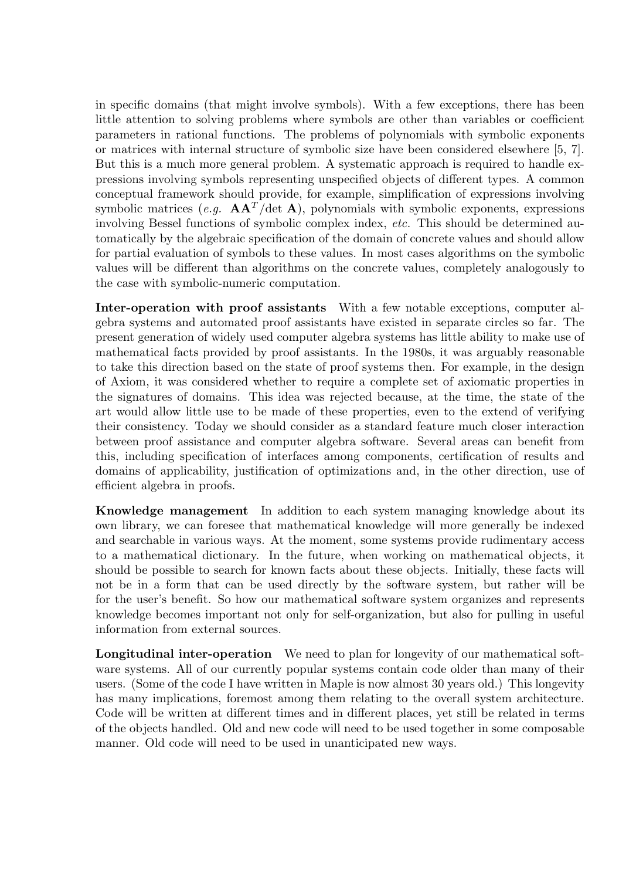in specific domains (that might involve symbols). With a few exceptions, there has been little attention to solving problems where symbols are other than variables or coefficient parameters in rational functions. The problems of polynomials with symbolic exponents or matrices with internal structure of symbolic size have been considered elsewhere [5, 7]. But this is a much more general problem. A systematic approach is required to handle expressions involving symbols representing unspecified objects of different types. A common conceptual framework should provide, for example, simplification of expressions involving symbolic matrices (*e.g.* $\mathbf{A}\mathbf{A}^T/\det \mathbf{A}$), polynomials with symbolic exponents, expressions involving Bessel functions of symbolic complex index, *etc.* This should be determined automatically by the algebraic specification of the domain of concrete values and should allow for partial evaluation of symbols to these values. In most cases algorithms on the symbolic values will be different than algorithms on the concrete values, completely analogously to the case with symbolic-numeric computation.

**Inter-operation with proof assistants** With a few notable exceptions, computer algebra systems and automated proof assistants have existed in separate circles so far. The present generation of widely used computer algebra systems has little ability to make use of mathematical facts provided by proof assistants. In the 1980s, it was arguably reasonable to take this direction based on the state of proof systems then. For example, in the design of Axiom, it was considered whether to require a complete set of axiomatic properties in the signatures of domains. This idea was rejected because, at the time, the state of the art would allow little use to be made of these properties, even to the extend of verifying their consistency. Today we should consider as a standard feature much closer interaction between proof assistance and computer algebra software. Several areas can benefit from this, including specification of interfaces among components, certification of results and domains of applicability, justification of optimizations and, in the other direction, use of efficient algebra in proofs.

**Knowledge management** In addition to each system managing knowledge about its own library, we can foresee that mathematical knowledge will more generally be indexed and searchable in various ways. At the moment, some systems provide rudimentary access to a mathematical dictionary. In the future, when working on mathematical objects, it should be possible to search for known facts about these objects. Initially, these facts will not be in a form that can be used directly by the software system, but rather will be for the user's benefit. So how our mathematical software system organizes and represents knowledge becomes important not only for self-organization, but also for pulling in useful information from external sources.

**Longitudinal inter-operation** We need to plan for longevity of our mathematical software systems. All of our currently popular systems contain code older than many of their users. (Some of the code I have written in Maple is now almost 30 years old.) This longevity has many implications, foremost among them relating to the overall system architecture. Code will be written at different times and in different places, yet still be related in terms of the objects handled. Old and new code will need to be used together in some composable manner. Old code will need to be used in unanticipated new ways.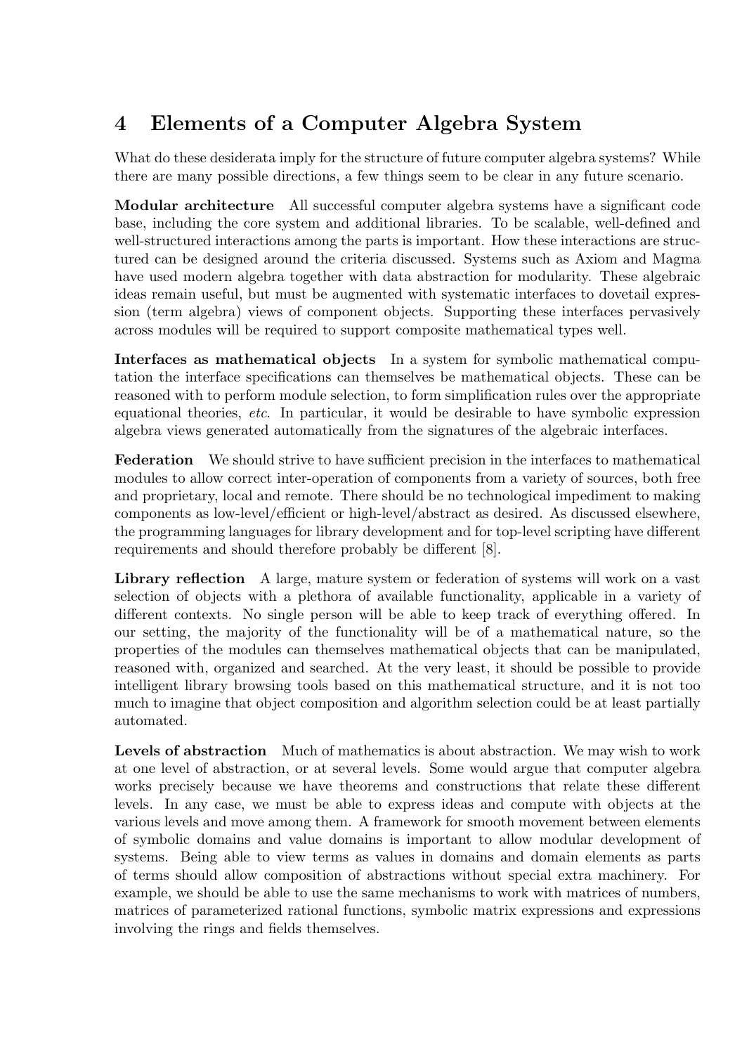## 4 Elements of a Computer Algebra System

What do these desiderata imply for the structure of future computer algebra systems? While there are many possible directions, a few things seem to be clear in any future scenario.

**Modular architecture** All successful computer algebra systems have a significant code base, including the core system and additional libraries. To be scalable, well-defined and well-structured interactions among the parts is important. How these interactions are structured can be designed around the criteria discussed. Systems such as Axiom and Magma have used modern algebra together with data abstraction for modularity. These algebraic ideas remain useful, but must be augmented with systematic interfaces to dovetail expression (term algebra) views of component objects. Supporting these interfaces pervasively across modules will be required to support composite mathematical types well.

**Interfaces as mathematical objects** In a system for symbolic mathematical computation the interface specifications can themselves be mathematical objects. These can be reasoned with to perform module selection, to form simplification rules over the appropriate equational theories, *etc*. In particular, it would be desirable to have symbolic expression algebra views generated automatically from the signatures of the algebraic interfaces.

**Federation** We should strive to have sufficient precision in the interfaces to mathematical modules to allow correct inter-operation of components from a variety of sources, both free and proprietary, local and remote. There should be no technological impediment to making components as low-level/efficient or high-level/abstract as desired. As discussed elsewhere, the programming languages for library development and for top-level scripting have different requirements and should therefore probably be different [8].

**Library reflection** A large, mature system or federation of systems will work on a vast selection of objects with a plethora of available functionality, applicable in a variety of different contexts. No single person will be able to keep track of everything offered. In our setting, the majority of the functionality will be of a mathematical nature, so the properties of the modules can themselves mathematical objects that can be manipulated, reasoned with, organized and searched. At the very least, it should be possible to provide intelligent library browsing tools based on this mathematical structure, and it is not too much to imagine that object composition and algorithm selection could be at least partially automated.

**Levels of abstraction** Much of mathematics is about abstraction. We may wish to work at one level of abstraction, or at several levels. Some would argue that computer algebra works precisely because we have theorems and constructions that relate these different levels. In any case, we must be able to express ideas and compute with objects at the various levels and move among them. A framework for smooth movement between elements of symbolic domains and value domains is important to allow modular development of systems. Being able to view terms as values in domains and domain elements as parts of terms should allow composition of abstractions without special extra machinery. For example, we should be able to use the same mechanisms to work with matrices of numbers, matrices of parameterized rational functions, symbolic matrix expressions and expressions involving the rings and fields themselves.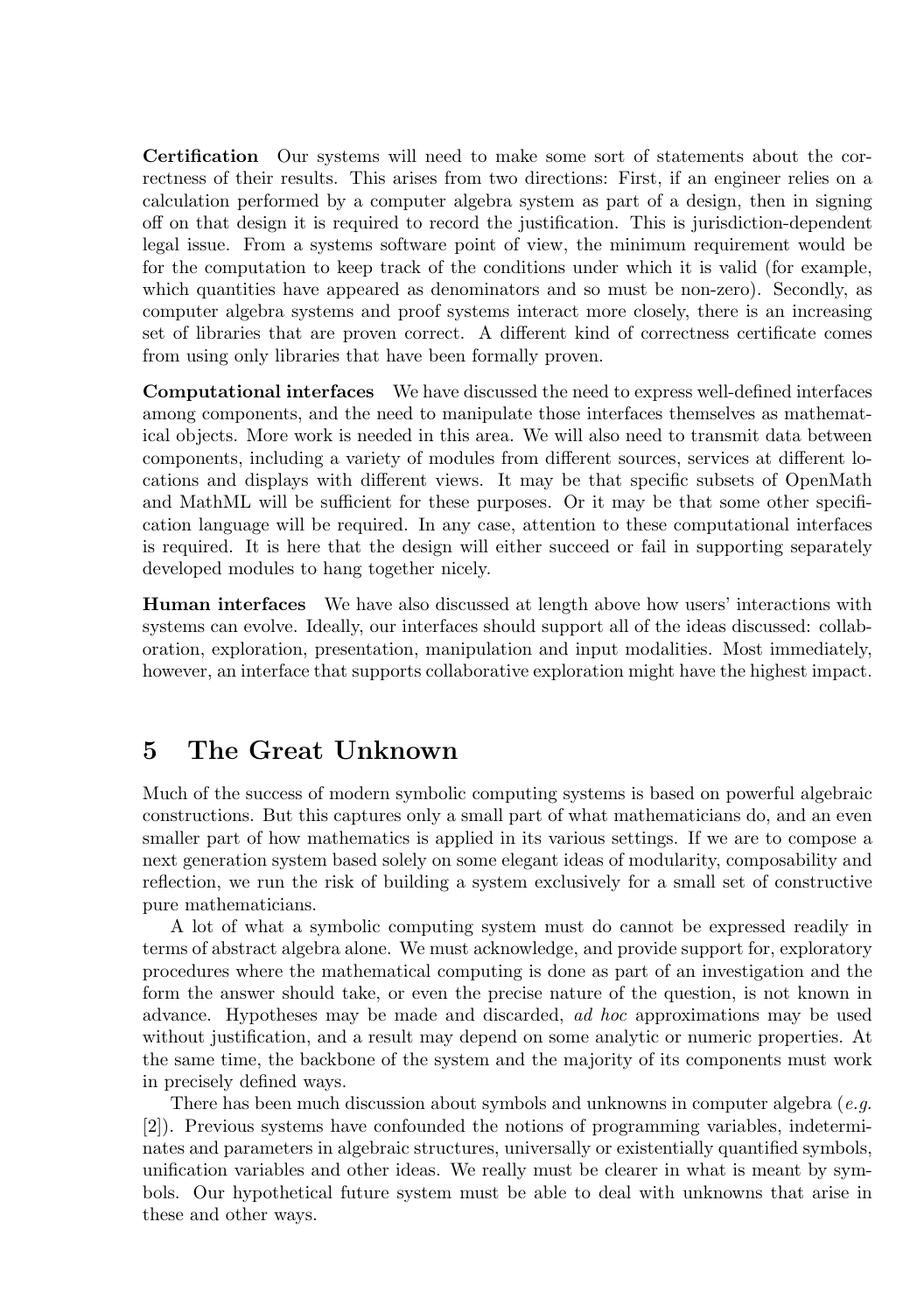**Certification** Our systems will need to make some sort of statements about the correctness of their results. This arises from two directions: First, if an engineer relies on a calculation performed by a computer algebra system as part of a design, then in signing off on that design it is required to record the justification. This is jurisdiction-dependent legal issue. From a systems software point of view, the minimum requirement would be for the computation to keep track of the conditions under which it is valid (for example, which quantities have appeared as denominators and so must be non-zero). Secondly, as computer algebra systems and proof systems interact more closely, there is an increasing set of libraries that are proven correct. A different kind of correctness certificate comes from using only libraries that have been formally proven.

**Computational interfaces** We have discussed the need to express well-defined interfaces among components, and the need to manipulate those interfaces themselves as mathematical objects. More work is needed in this area. We will also need to transmit data between components, including a variety of modules from different sources, services at different locations and displays with different views. It may be that specific subsets of OpenMath and MathML will be sufficient for these purposes. Or it may be that some other specification language will be required. In any case, attention to these computational interfaces is required. It is here that the design will either succeed or fail in supporting separately developed modules to hang together nicely.

**Human interfaces** We have also discussed at length above how users' interactions with systems can evolve. Ideally, our interfaces should support all of the ideas discussed: collaboration, exploration, presentation, manipulation and input modalities. Most immediately, however, an interface that supports collaborative exploration might have the highest impact.

# 5 The Great Unknown

Much of the success of modern symbolic computing systems is based on powerful algebraic constructions. But this captures only a small part of what mathematicians do, and an even smaller part of how mathematics is applied in its various settings. If we are to compose a next generation system based solely on some elegant ideas of modularity, composability and reflection, we run the risk of building a system exclusively for a small set of constructive pure mathematicians.

A lot of what a symbolic computing system must do cannot be expressed readily in terms of abstract algebra alone. We must acknowledge, and provide support for, exploratory procedures where the mathematical computing is done as part of an investigation and the form the answer should take, or even the precise nature of the question, is not known in advance. Hypotheses may be made and discarded, *ad hoc* approximations may be used without justification, and a result may depend on some analytic or numeric properties. At the same time, the backbone of the system and the majority of its components must work in precisely defined ways.

There has been much discussion about symbols and unknowns in computer algebra (*e.g.* [2]). Previous systems have confounded the notions of programming variables, indeterminates and parameters in algebraic structures, universally or existentially quantified symbols, unification variables and other ideas. We really must be clearer in what is meant by symbols. Our hypothetical future system must be able to deal with unknowns that arise in these and other ways.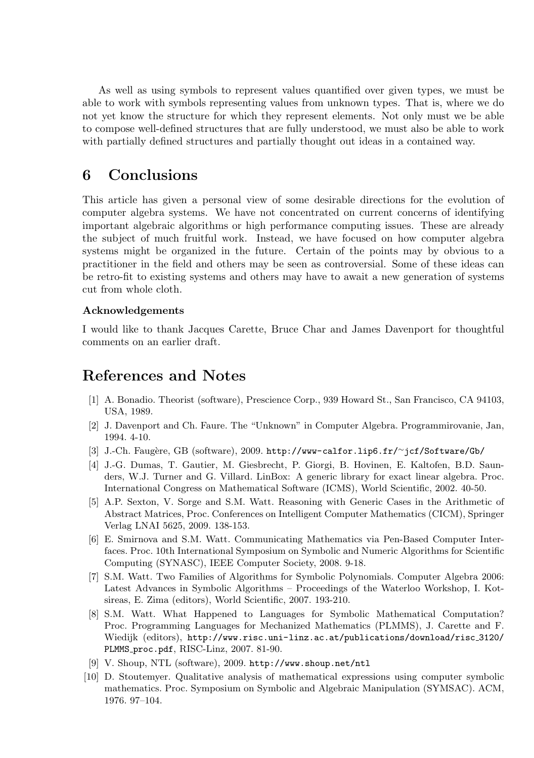As well as using symbols to represent values quantified over given types, we must be able to work with symbols representing values from unknown types. That is, where we do not yet know the structure for which they represent elements. Not only must we be able to compose well-defined structures that are fully understood, we must also be able to work with partially defined structures and partially thought out ideas in a contained way.

# 6 Conclusions

This article has given a personal view of some desirable directions for the evolution of computer algebra systems. We have not concentrated on current concerns of identifying important algebraic algorithms or high performance computing issues. These are already the subject of much fruitful work. Instead, we have focused on how computer algebra systems might be organized in the future. Certain of the points may by obvious to a practitioner in the field and others may be seen as controversial. Some of these ideas can be retro-fit to existing systems and others may have to await a new generation of systems cut from whole cloth.

### Acknowledgements

I would like to thank Jacques Carette, Bruce Char and James Davenport for thoughtful comments on an earlier draft.

# References and Notes

[1] A. Bonadio. Theorist (software), Prescience Corp., 939 Howard St., San Francisco, CA 94103, USA, 1989.

[2] J. Davenport and Ch. Faure. The "Unknown" in Computer Algebra. Programmirovanie, Jan, 1994. 4-10.

[3] J.-Ch. Faugère, GB (software), 2009. http://www-calfor.lip6.fr/~jcf/Software/Gb/

[4] J.-G. Dumas, T. Gautier, M. Giesbrecht, P. Giorgi, B. Hovinen, E. Kaltofen, B.D. Saunders, W.J. Turner and G. Villard. LinBox: A generic library for exact linear algebra. Proc. International Congress on Mathematical Software (ICMS), World Scientific, 2002. 40-50.

[5] A.P. Sexton, V. Sorge and S.M. Watt. Reasoning with Generic Cases in the Arithmetic of Abstract Matrices, Proc. Conferences on Intelligent Computer Mathematics (CICM), Springer Verlag LNAI 5625, 2009. 138-153.

[6] E. Smirnova and S.M. Watt. Communicating Mathematics via Pen-Based Computer Interfaces. Proc. 10th International Symposium on Symbolic and Numeric Algorithms for Scientific Computing (SYNASC), IEEE Computer Society, 2008. 9-18.

[7] S.M. Watt. Two Families of Algorithms for Symbolic Polynomials. Computer Algebra 2006: Latest Advances in Symbolic Algorithms – Proceedings of the Waterloo Workshop, I. Kotsireas, E. Zima (editors), World Scientific, 2007. 193-210.

[8] S.M. Watt. What Happened to Languages for Symbolic Mathematical Computation? Proc. Programming Languages for Mechanized Mathematics (PLMMS), J. Carette and F. Wiedijk (editors), http://www.risc.uni-linz.ac.at/publications/download/risc_3120/PLMMS_proc.pdf, RISC-Linz, 2007. 81-90.

[9] V. Shoup, NTL (software), 2009. http://www.shoup.net/ntl

[10] D. Stoutemyer. Qualitative analysis of mathematical expressions using computer symbolic mathematics. Proc. Symposium on Symbolic and Algebraic Manipulation (SYMSAC). ACM, 1976. 97–104.